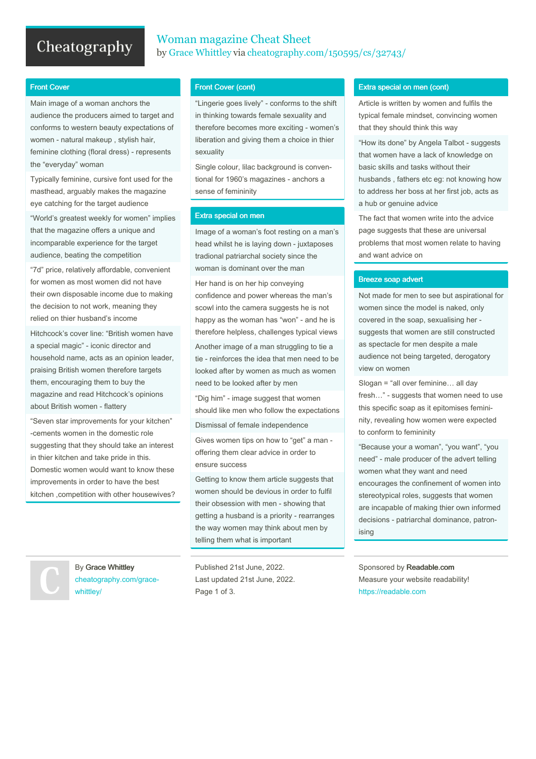# Woman magazine Cheat Sheet

by Grace Whittley via cheatography.com/150595/cs/32743/

## Front Cover

Main image of a woman anchors the audience the producers aimed to target and conforms to western beauty expectations of women - natural makeup , stylish hair, feminine clothing (floral dress) - represents the “everyday” woman

Typically feminine, cursive font used for the masthead, arguably makes the magazine eye catching for the target audience

“World’s greatest weekly for women” implies that the magazine offers a unique and incomparable experience for the target audience, beating the competition

“7d” price, relatively affordable, convenient for women as most women did not have their own disposable income due to making the decision to not work, meaning they relied on thier husband’s income

Hitchcock’s cover line: “British women have a special magic” - iconic director and household name, acts as an opinion leader, praising British women therefore targets them, encouraging them to buy the magazine and read Hitchcock’s opinions about British women - flattery

“Seven star improvements for your kitchen” -cements women in the domestic role suggesting that they should take an interest in thier kitchen and take pride in this. Domestic women would want to know these improvements in order to have the best kitchen ,competition with other housewives?

## Front Cover (cont)

“Lingerie goes lively” - conforms to the shift in thinking towards female sexuality and therefore becomes more exciting - women’s liberation and giving them a choice in thier sexuality

Single colour, lilac background is conventional for 1960’s magazines - anchors a sense of femininity

## Extra special on men

Image of a woman’s foot resting on a man’s head whilst he is laying down - juxtaposes tradional patriarchal society since the woman is dominant over the man

Her hand is on her hip conveying confidence and power whereas the man’s scowl into the camera suggests he is not happy as the woman has “won” - and he is therefore helpless, challenges typical views

Another image of a man struggling to tie a tie - reinforces the idea that men need to be looked after by women as much as women need to be looked after by men

“Dig him” - image suggest that women should like men who follow the expectations

Dismissal of female independence

Gives women tips on how to “get” a man - offering them clear advice in order to ensure success

Getting to know them article suggests that women should be devious in order to fulfil their obsession with men - showing that getting a husband is a priority - rearranges the way women may think about men by telling them what is important

## Extra special on men (cont)

Article is written by women and fulfils the typical female mindset, convincing women that they should think this way

“How its done” by Angela Talbot - suggests that women have a lack of knowledge on basic skills and tasks without their husbands , fathers etc eg: not knowing how to address her boss at her first job, acts as a hub or genuine advice

The fact that women write into the advice page suggests that these are universal problems that most women relate to having and want advice on

## Breeze soap advert

Not made for men to see but aspirational for women since the model is naked, only covered in the soap, sexualising her - suggests that women are still constructed as spectacle for men despite a male audience not being targeted, derogatory view on women

Slogan = “all over feminine… all day fresh…” - suggests that women need to use this specific soap as it epitomises femininity, revealing how women were expected to conform to femininity

“Because your a woman”, “you want”, “you need” - male producer of the advert telling women what they want and need encourages the confinement of women into stereotypical roles, suggests that women are incapable of making thier own informed decisions - patriarchal dominance, patronising

By **Grace Whittley**
cheatography.com/grace-whittley/

Published 21st June, 2022.
Last updated 21st June, 2022.

Sponsored by **Readable.com**
Measure your website readability!
https://readable.com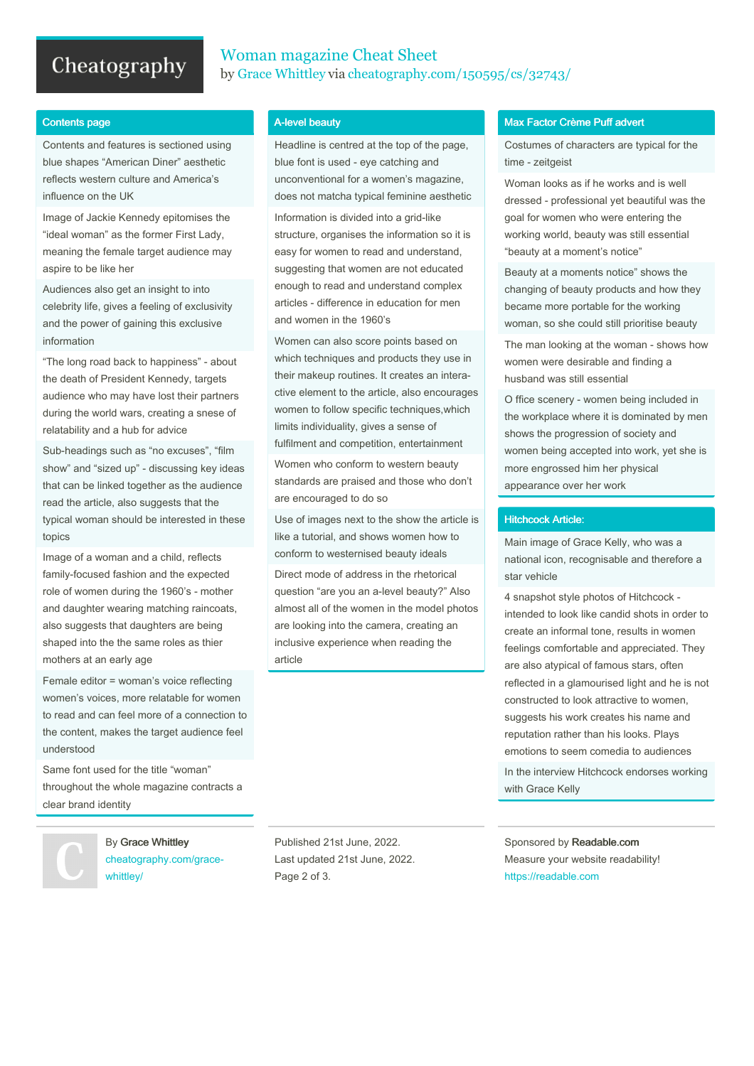# Woman magazine Cheat Sheet

by Grace Whittley via cheatography.com/150595/cs/32743/

## Contents page

Contents and features is sectioned using blue shapes “American Diner” aesthetic reflects western culture and America’s influence on the UK

Image of Jackie Kennedy epitomises the “ideal woman” as the former First Lady, meaning the female target audience may aspire to be like her

Audiences also get an insight to into celebrity life, gives a feeling of exclusivity and the power of gaining this exclusive information

“The long road back to happiness” - about the death of President Kennedy, targets audience who may have lost their partners during the world wars, creating a snese of relatability and a hub for advice

Sub-headings such as “no excuses”, “film show” and “sized up” - discussing key ideas that can be linked together as the audience read the article, also suggests that the typical woman should be interested in these topics

Image of a woman and a child, reflects family-focused fashion and the expected role of women during the 1960’s - mother and daughter wearing matching raincoats, also suggests that daughters are being shaped into the same roles as thier mothers at an early age

Female editor = woman’s voice reflecting women’s voices, more relatable for women to read and can feel more of a connection to the content, makes the target audience feel understood

Same font used for the title “woman” throughout the whole magazine contracts a clear brand identity

## A-level beauty

Headline is centred at the top of the page, blue font is used - eye catching and unconventional for a women’s magazine, does not matcha typical feminine aesthetic

Information is divided into a grid-like structure, organises the information so it is easy for women to read and understand, suggesting that women are not educated enough to read and understand complex articles - difference in education for men and women in the 1960’s

Women can also score points based on which techniques and products they use in their makeup routines. It creates an intera­ctive element to the article, also encourages women to follow specific techniques,which limits individuality, gives a sense of fulfilment and competition, entertainment

Women who conform to western beauty standards are praised and those who don’t are encouraged to do so

Use of images next to the show the article is like a tutorial, and shows women how to conform to westernised beauty ideals

Direct mode of address in the rhetorical question “are you an a-level beauty?” Also almost all of the women in the model photos are looking into the camera, creating an inclusive experience when reading the article

## Max Factor Crème Puff advert

Costumes of characters are typical for the time - zeitgeist

Woman looks as if he works and is well dressed - professional yet beautiful was the goal for women who were entering the working world, beauty was still essential “beauty at a moment’s notice”

Beauty at a moments notice” shows the changing of beauty products and how they became more portable for the working woman, so she could still prioritise beauty

The man looking at the woman - shows how women were desirable and finding a husband was still essential

O ffice scenery - women being included in the workplace where it is dominated by men shows the progression of society and women being accepted into work, yet she is more engrossed him her physical appearance over her work

## Hitchcock Article:

Main image of Grace Kelly, who was a national icon, recognisable and therefore a star vehicle

4 snapshot style photos of Hitchcock - intended to look like candid shots in order to create an informal tone, results in women feelings comfortable and appreciated. They are also atypical of famous stars, often reflected in a glamourised light and he is not constructed to look attractive to women, suggests his work creates his name and reputation rather than his looks. Plays emotions to seem comedia to audiences

In the interview Hitchcock endorses working with Grace Kelly

By **Grace Whittley**
cheatography.com/grace-whittley/

Published 21st June, 2022.
Last updated 21st June, 2022.

Sponsored by **Readable.com**
Measure your website readability!
https://readable.com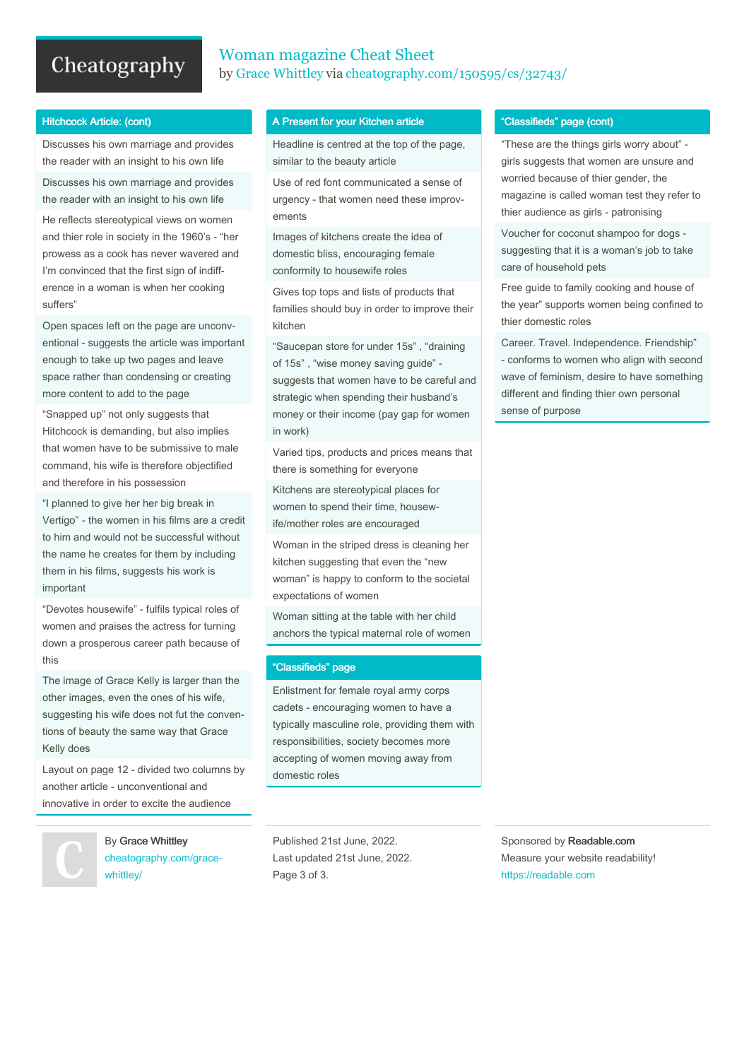## Hitchcock Article: (cont)

Discusses his own marriage and provides the reader with an insight to his own life

Discusses his own marriage and provides the reader with an insight to his own life

He reflects stereotypical views on women and thier role in society in the 1960's - "her prowess as a cook has never wavered and I'm convinced that the first sign of indifference in a woman is when her cooking suffers"

Open spaces left on the page are unconventional - suggests the article was important enough to take up two pages and leave space rather than condensing or creating more content to add to the page

"Snapped up" not only suggests that Hitchcock is demanding, but also implies that women have to be submissive to male command, his wife is therefore objectified and therefore in his possession

"I planned to give her her big break in Vertigo" - the women in his films are a credit to him and would not be successful without the name he creates for them by including them in his films, suggests his work is important

"Devotes housewife" - fulfils typical roles of women and praises the actress for turning down a prosperous career path because of this

The image of Grace Kelly is larger than the other images, even the ones of his wife, suggesting his wife does not fut the conventions of beauty the same way that Grace Kelly does

Layout on page 12 - divided two columns by another article - unconventional and innovative in order to excite the audience

## A Present for your Kitchen article

Headline is centred at the top of the page, similar to the beauty article

Use of red font communicated a sense of urgency - that women need these improvements

Images of kitchens create the idea of domestic bliss, encouraging female conformity to housewife roles

Gives top tops and lists of products that families should buy in order to improve their kitchen

"Saucepan store for under 15s" , "draining of 15s" , "wise money saving guide" - suggests that women have to be careful and strategic when spending their husband's money or their income (pay gap for women in work)

Varied tips, products and prices means that there is something for everyone

Kitchens are stereotypical places for women to spend their time, housewife/mother roles are encouraged

Woman in the striped dress is cleaning her kitchen suggesting that even the "new woman" is happy to conform to the societal expectations of women

Woman sitting at the table with her child anchors the typical maternal role of women

## "Classifieds" page

Enlistment for female royal army corps cadets - encouraging women to have a typically masculine role, providing them with responsibilities, society becomes more accepting of women moving away from domestic roles

## "Classifieds" page (cont)

"These are the things girls worry about" - girls suggests that women are unsure and worried because of thier gender, the magazine is called woman test they refer to thier audience as girls - patronising

Voucher for coconut shampoo for dogs - suggesting that it is a woman's job to take care of household pets

Free guide to family cooking and house of the year" supports women being confined to thier domestic roles

Career. Travel. Independence. Friendship" - conforms to women who align with second wave of feminism, desire to have something different and finding thier own personal sense of purpose

By **Grace Whittley**
cheatography.com/grace-whittley/

Published 21st June, 2022.
Last updated 21st June, 2022.

Sponsored by **Readable.com**
Measure your website readability!
https://readable.com